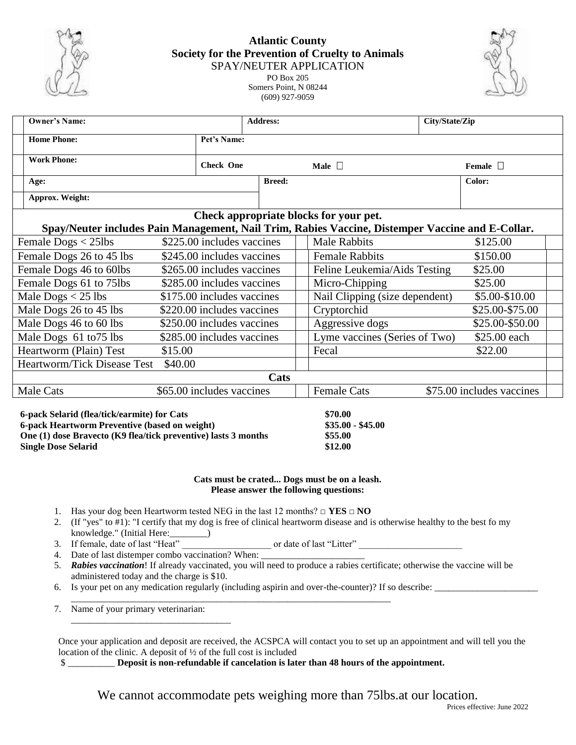**Atlantic County**
**Society for the Prevention of Cruelty to Animals**
SPAY/NEUTER APPLICATION
PO Box 205
Somers Point, N 08244
(609) 927-9059

| **Owner's Name:** | | **Address:** | **City/State/Zip** |
|---|---|---|---|
| **Home Phone:** | **Pet's Name:** | | |
| **Work Phone:** | **Check One** | **Male** ☐ | **Female** ☐ |
| **Age:** | | **Breed:** | **Color:** |
| **Approx. Weight:** | | | |

**Check appropriate blocks for your pet.**
**Spay/Neuter includes Pain Management, Nail Trim, Rabies Vaccine, Distemper Vaccine and E-Collar.**

| | | | | | |
|---|---|---|---|---|---|
| Female Dogs < 25lbs | $225.00 includes vaccines | | Male Rabbits | $125.00 | |
| Female Dogs 26 to 45 lbs | $245.00 includes vaccines | | Female Rabbits | $150.00 | |
| Female Dogs 46 to 60lbs | $265.00 includes vaccines | | Feline Leukemia/Aids Testing | $25.00 | |
| Female Dogs 61 to 75lbs | $285.00 includes vaccines | | Micro-Chipping | $25.00 | |
| Male Dogs < 25 lbs | $175.00 includes vaccines | | Nail Clipping (size dependent) | $5.00-$10.00 | |
| Male Dogs 26 to 45 lbs | $220.00 includes vaccines | | Cryptorchid | $25.00-$75.00 | |
| Male Dogs 46 to 60 lbs | $250.00 includes vaccines | | Aggressive dogs | $25.00-$50.00 | |
| Male Dogs 61 to75 lbs | $285.00 includes vaccines | | Lyme vaccines (Series of Two) | $25.00 each | |
| Heartworm (Plain) Test | $15.00 | | Fecal | $22.00 | |
| Heartworm/Tick Disease Test | $40.00 | | | | |
| | | **Cats** | | | |
| Male Cats | $65.00 includes vaccines | | Female Cats | $75.00 includes vaccines | |

| | |
|---|---|
| **6-pack Selarid (flea/tick/earmite) for Cats** | **$70.00** |
| **6-pack Heartworm Preventive (based on weight)** | **$35.00 - $45.00** |
| **One (1) dose Bravecto (K9 flea/tick preventive) lasts 3 months** | **$55.00** |
| **Single Dose Selarid** | **$12.00** |

**Cats must be crated... Dogs must be on a leash.**
**Please answer the following questions:**

1. Has your dog been Heartworm tested NEG in the last 12 months? □ **YES** □ **NO**
2. (If "yes" to #1): "I certify that my dog is free of clinical heartworm disease and is otherwise healthy to the best fo my knowledge." (Initial Here:________)
3. If female, date of last "Heat" ___________________ or date of last "Litter" ______________________
4. Date of last distemper combo vaccination? When: ______________________
5. ***Rabies vaccination***! If already vaccinated, you will need to produce a rabies certificate; otherwise the vaccine will be administered today and the charge is $10.
6. Is your pet on any medication regularly (including aspirin and over-the-counter)? If so describe: ______________________ ______________________________________________________________________
7. Name of your primary veterinarian: __________________________________

Once your application and deposit are received, the ACSPCA will contact you to set up an appointment and will tell you the location of the clinic. A deposit of ½ of the full cost is included
$ __________ **Deposit is non-refundable if cancelation is later than 48 hours of the appointment.**

We cannot accommodate pets weighing more than 75lbs.at our location.

Prices effective: June 2022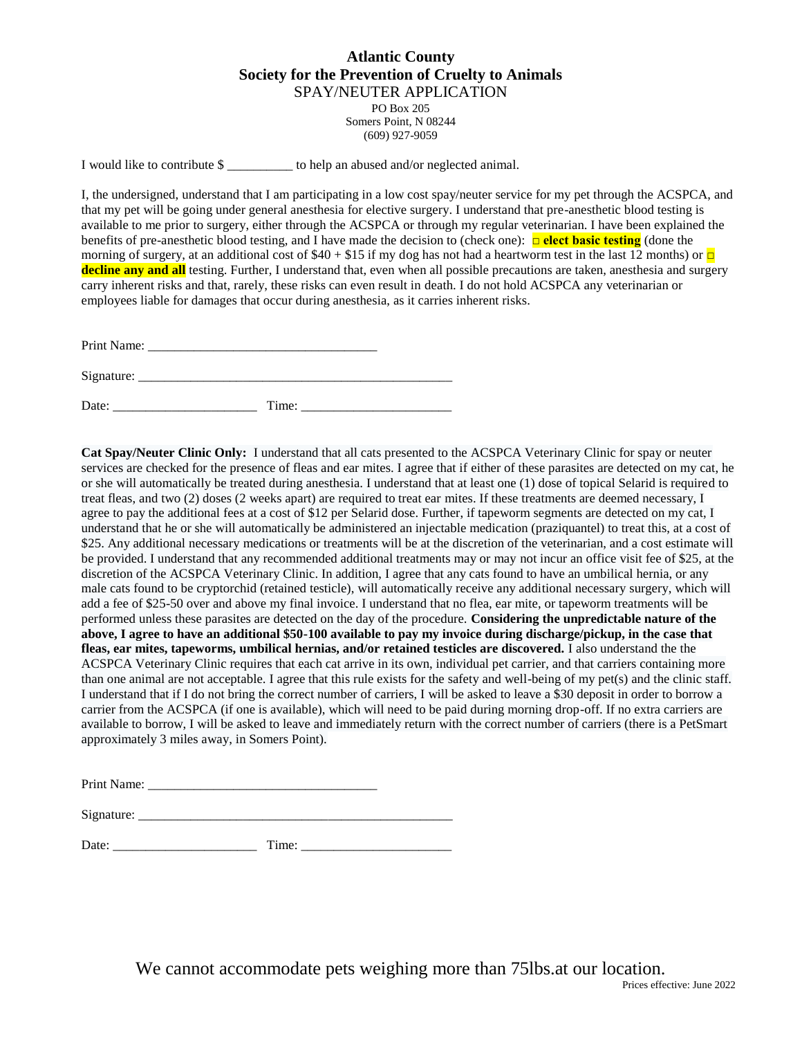**Atlantic County**
**Society for the Prevention of Cruelty to Animals**
SPAY/NEUTER APPLICATION
PO Box 205
Somers Point, N 08244
(609) 927-9059

I would like to contribute $ __________ to help an abused and/or neglected animal.

I, the undersigned, understand that I am participating in a low cost spay/neuter service for my pet through the ACSPCA, and that my pet will be going under general anesthesia for elective surgery. I understand that pre-anesthetic blood testing is available to me prior to surgery, either through the ACSPCA or through my regular veterinarian. I have been explained the benefits of pre-anesthetic blood testing, and I have made the decision to (check one): □ **elect basic testing** (done the morning of surgery, at an additional cost of $40 + $15 if my dog has not had a heartworm test in the last 12 months) or □ **decline any and all** testing. Further, I understand that, even when all possible precautions are taken, anesthesia and surgery carry inherent risks and that, rarely, these risks can even result in death. I do not hold ACSPCA any veterinarian or employees liable for damages that occur during anesthesia, as it carries inherent risks.

Print Name: ___________________________________

Signature: ________________________________________________

Date: ______________________ Time: _______________________

**Cat Spay/Neuter Clinic Only:** I understand that all cats presented to the ACSPCA Veterinary Clinic for spay or neuter services are checked for the presence of fleas and ear mites. I agree that if either of these parasites are detected on my cat, he or she will automatically be treated during anesthesia. I understand that at least one (1) dose of topical Selarid is required to treat fleas, and two (2) doses (2 weeks apart) are required to treat ear mites. If these treatments are deemed necessary, I agree to pay the additional fees at a cost of $12 per Selarid dose. Further, if tapeworm segments are detected on my cat, I understand that he or she will automatically be administered an injectable medication (praziquantel) to treat this, at a cost of $25. Any additional necessary medications or treatments will be at the discretion of the veterinarian, and a cost estimate will be provided. I understand that any recommended additional treatments may or may not incur an office visit fee of $25, at the discretion of the ACSPCA Veterinary Clinic. In addition, I agree that any cats found to have an umbilical hernia, or any male cats found to be cryptorchid (retained testicle), will automatically receive any additional necessary surgery, which will add a fee of $25-50 over and above my final invoice. I understand that no flea, ear mite, or tapeworm treatments will be performed unless these parasites are detected on the day of the procedure. **Considering the unpredictable nature of the above, I agree to have an additional $50-100 available to pay my invoice during discharge/pickup, in the case that fleas, ear mites, tapeworms, umbilical hernias, and/or retained testicles are discovered.** I also understand the the ACSPCA Veterinary Clinic requires that each cat arrive in its own, individual pet carrier, and that carriers containing more than one animal are not acceptable. I agree that this rule exists for the safety and well-being of my pet(s) and the clinic staff. I understand that if I do not bring the correct number of carriers, I will be asked to leave a $30 deposit in order to borrow a carrier from the ACSPCA (if one is available), which will need to be paid during morning drop-off. If no extra carriers are available to borrow, I will be asked to leave and immediately return with the correct number of carriers (there is a PetSmart approximately 3 miles away, in Somers Point).

Print Name: ___________________________________

Signature: ________________________________________________

Date: ______________________ Time: _______________________

We cannot accommodate pets weighing more than 75lbs.at our location.

Prices effective: June 2022